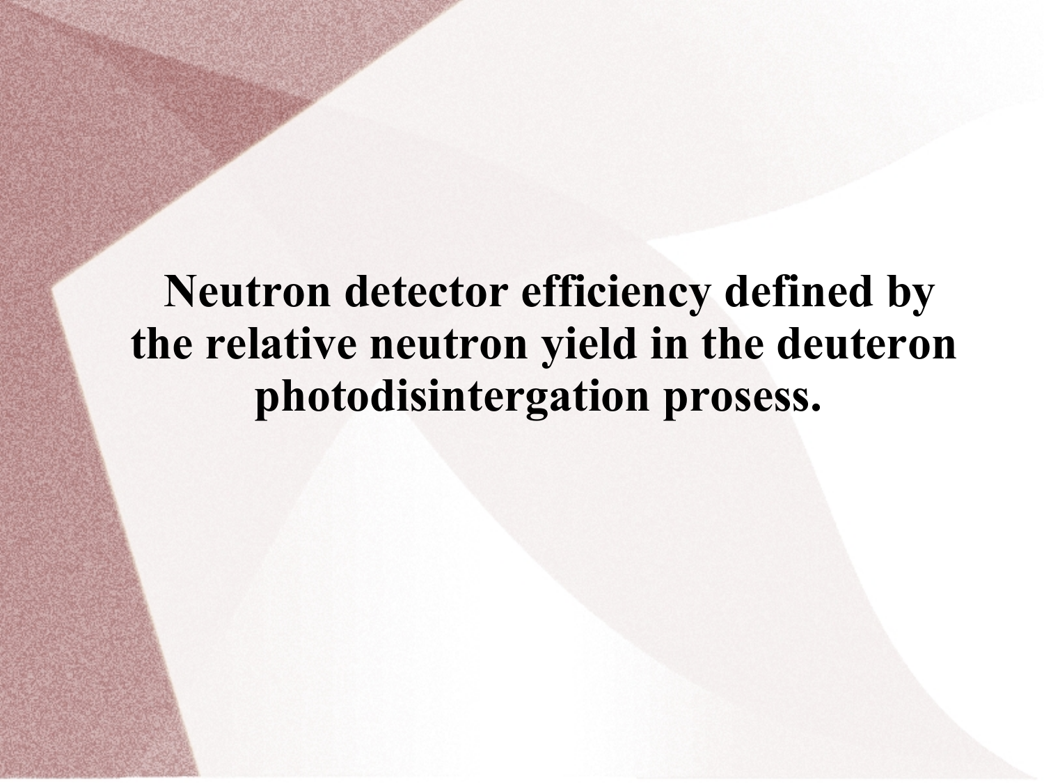# Neutron detector efficiency defined by the relative neutron yield in the deuteron photodisintergation prosess.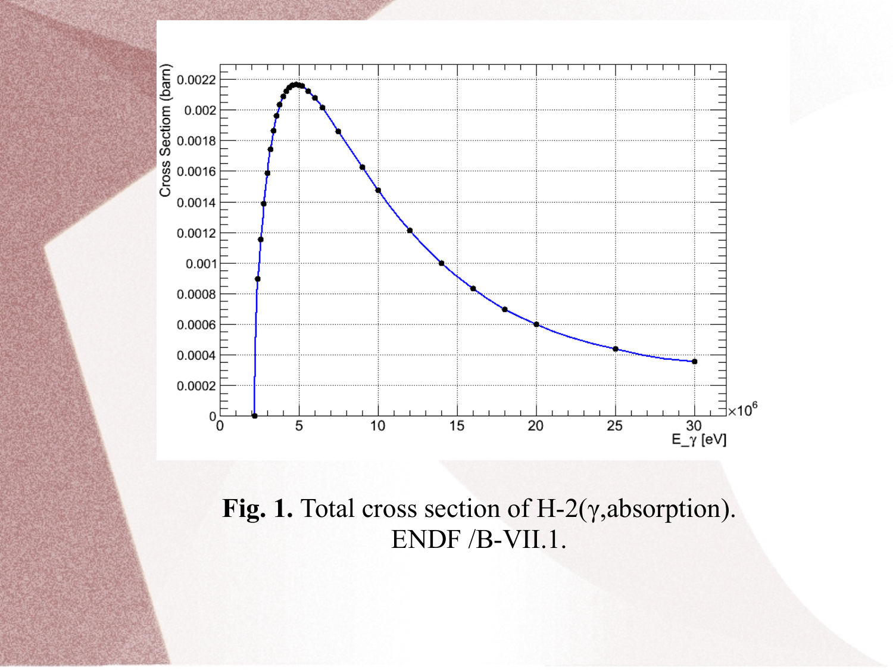**Fig. 1.** Total cross section of H-2(γ,absorption). ENDF /B-VII.1.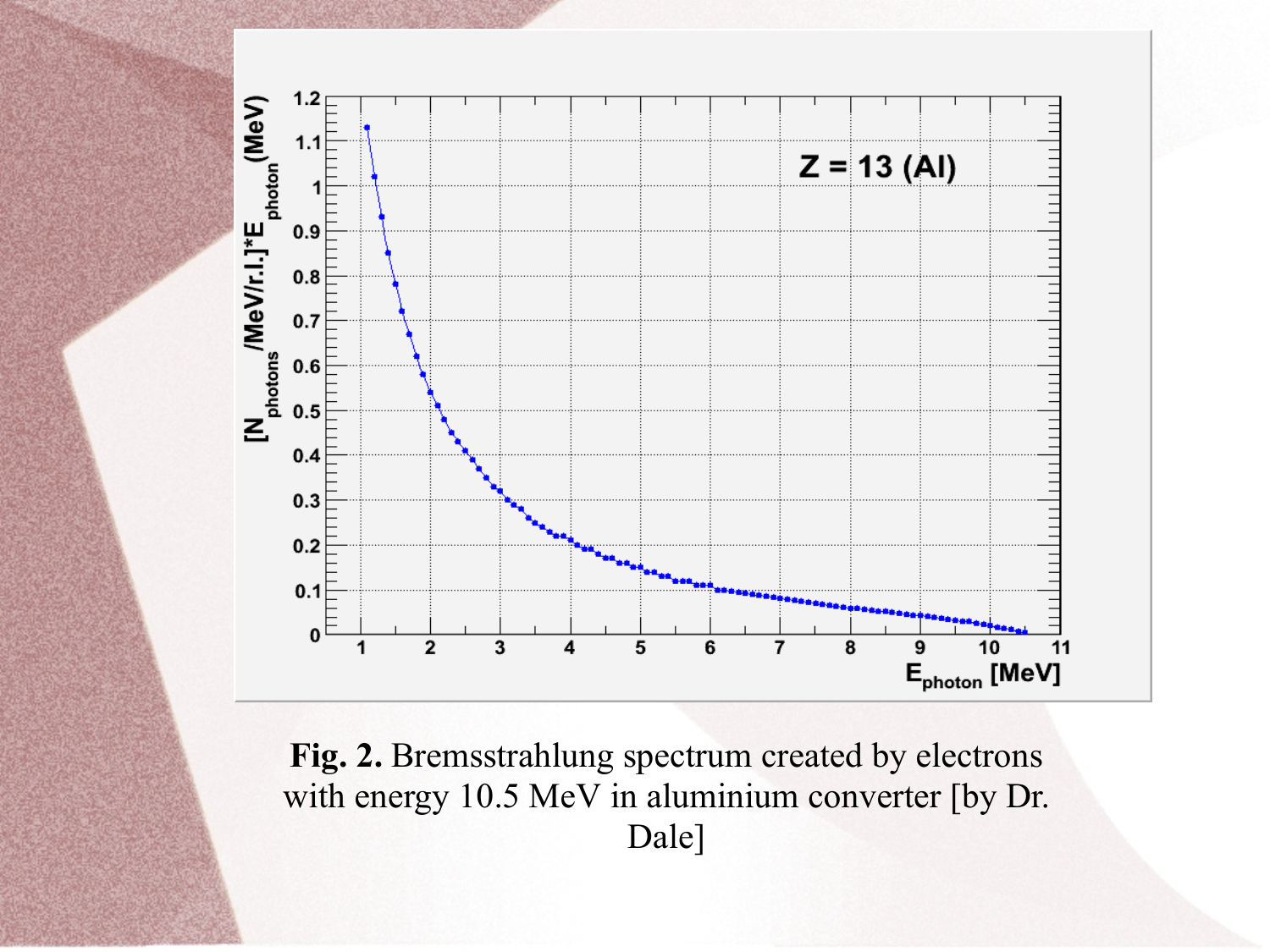**Fig. 2.** Bremsstrahlung spectrum created by electrons with energy 10.5 MeV in aluminium converter [by Dr. Dale]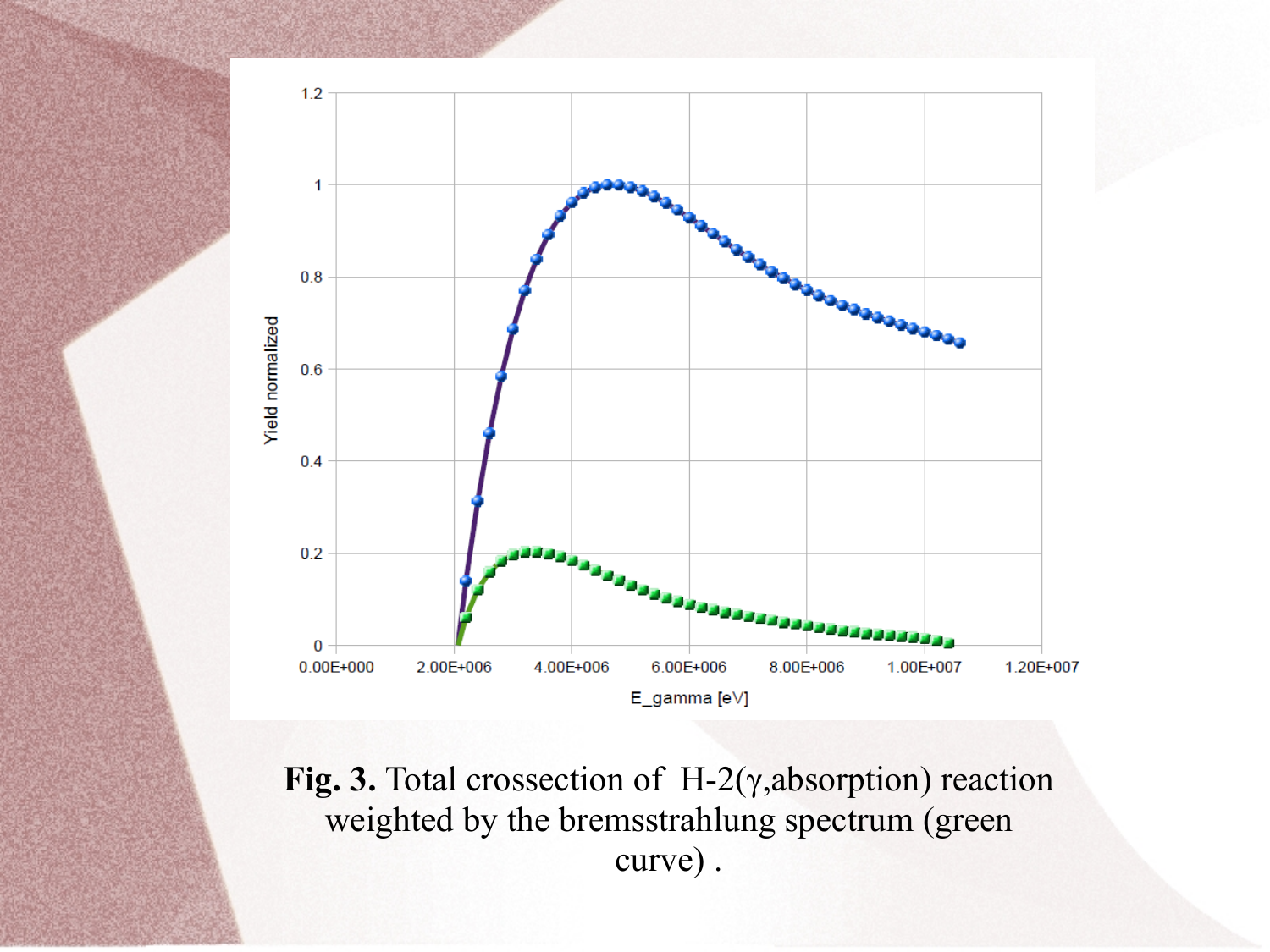**Fig. 3.** Total crossection of H-2(γ,absorption) reaction weighted by the bremsstrahlung spectrum (green curve) .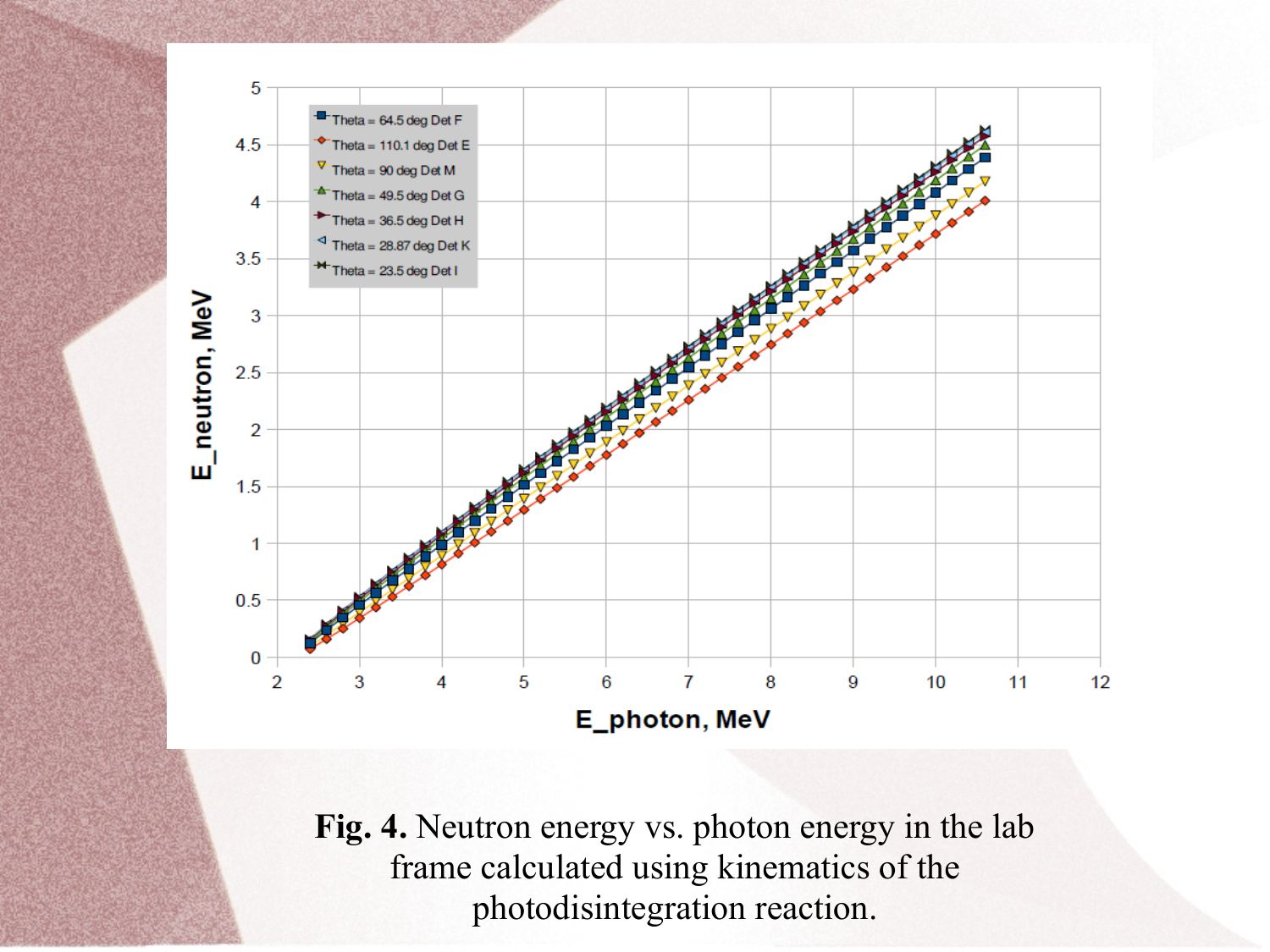**Fig. 4.** Neutron energy vs. photon energy in the lab frame calculated using kinematics of the photodisintegration reaction.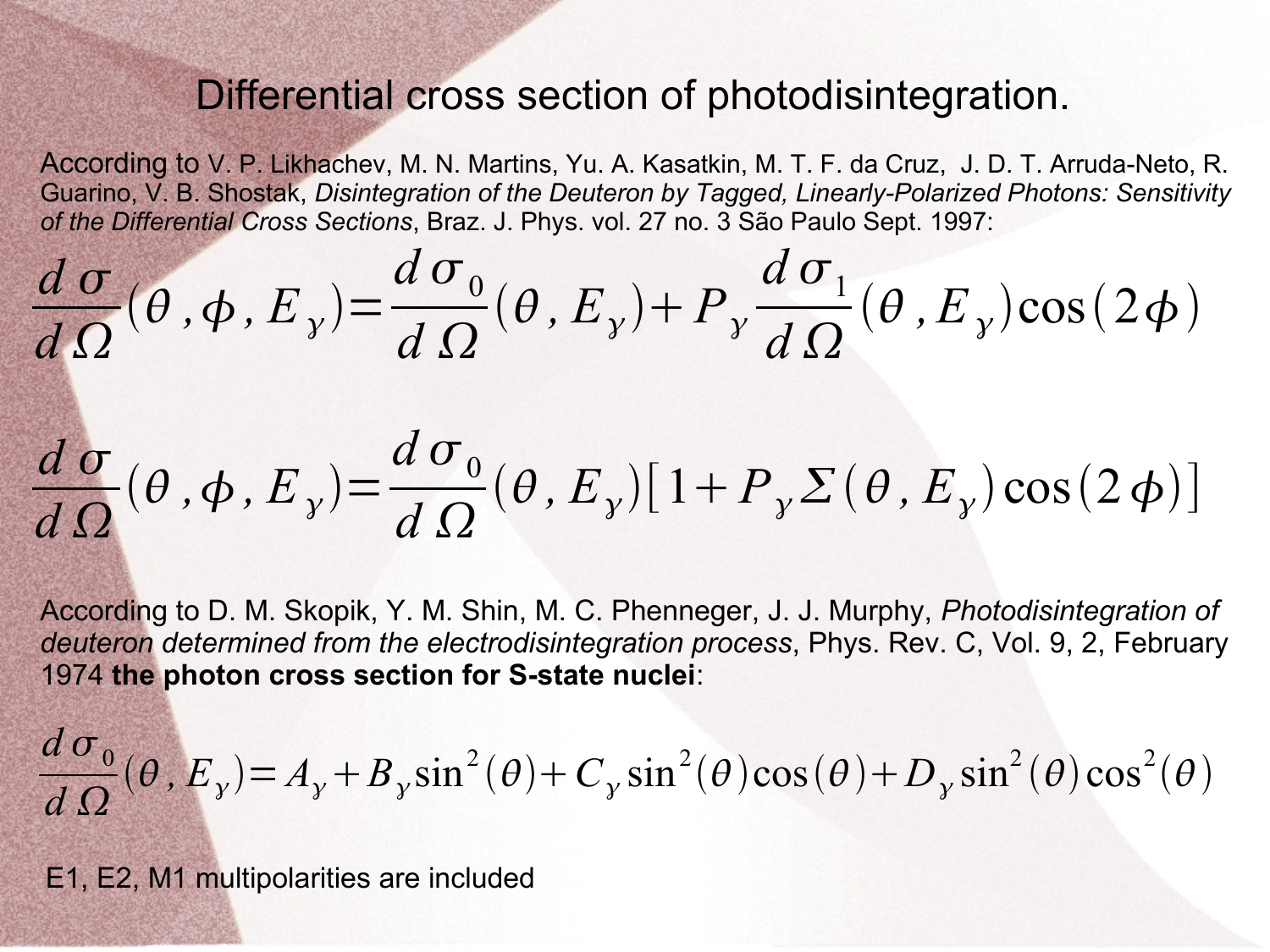# Differential cross section of photodisintegration.

According to V. P. Likhachev, M. N. Martins, Yu. A. Kasatkin, M. T. F. da Cruz, J. D. T. Arruda-Neto, R. Guarino, V. B. Shostak, *Disintegration of the Deuteron by Tagged, Linearly-Polarized Photons: Sensitivity of the Differential Cross Sections*, Braz. J. Phys. vol. 27 no. 3 São Paulo Sept. 1997:

$$\frac{d\sigma}{d\Omega}(\theta,\phi,E_\gamma)=\frac{d\sigma_0}{d\Omega}(\theta,E_\gamma)+P_\gamma\frac{d\sigma_1}{d\Omega}(\theta,E_\gamma)\cos(2\phi)$$

$$\frac{d\sigma}{d\Omega}(\theta,\phi,E_\gamma)=\frac{d\sigma_0}{d\Omega}(\theta,E_\gamma)[1+P_\gamma\Sigma(\theta,E_\gamma)\cos(2\phi)]$$

According to D. M. Skopik, Y. M. Shin, M. C. Phenneger, J. J. Murphy, *Photodisintegration of deuteron determined from the electrodisintegration process*, Phys. Rev. C, Vol. 9, 2, February 1974 **the photon cross section for S-state nuclei**:

$$\frac{d\sigma_0}{d\Omega}(\theta,E_\gamma)=A_\gamma+B_\gamma\sin^2(\theta)+C_\gamma\sin^2(\theta)\cos(\theta)+D_\gamma\sin^2(\theta)\cos^2(\theta)$$

E1, E2, M1 multipolarities are included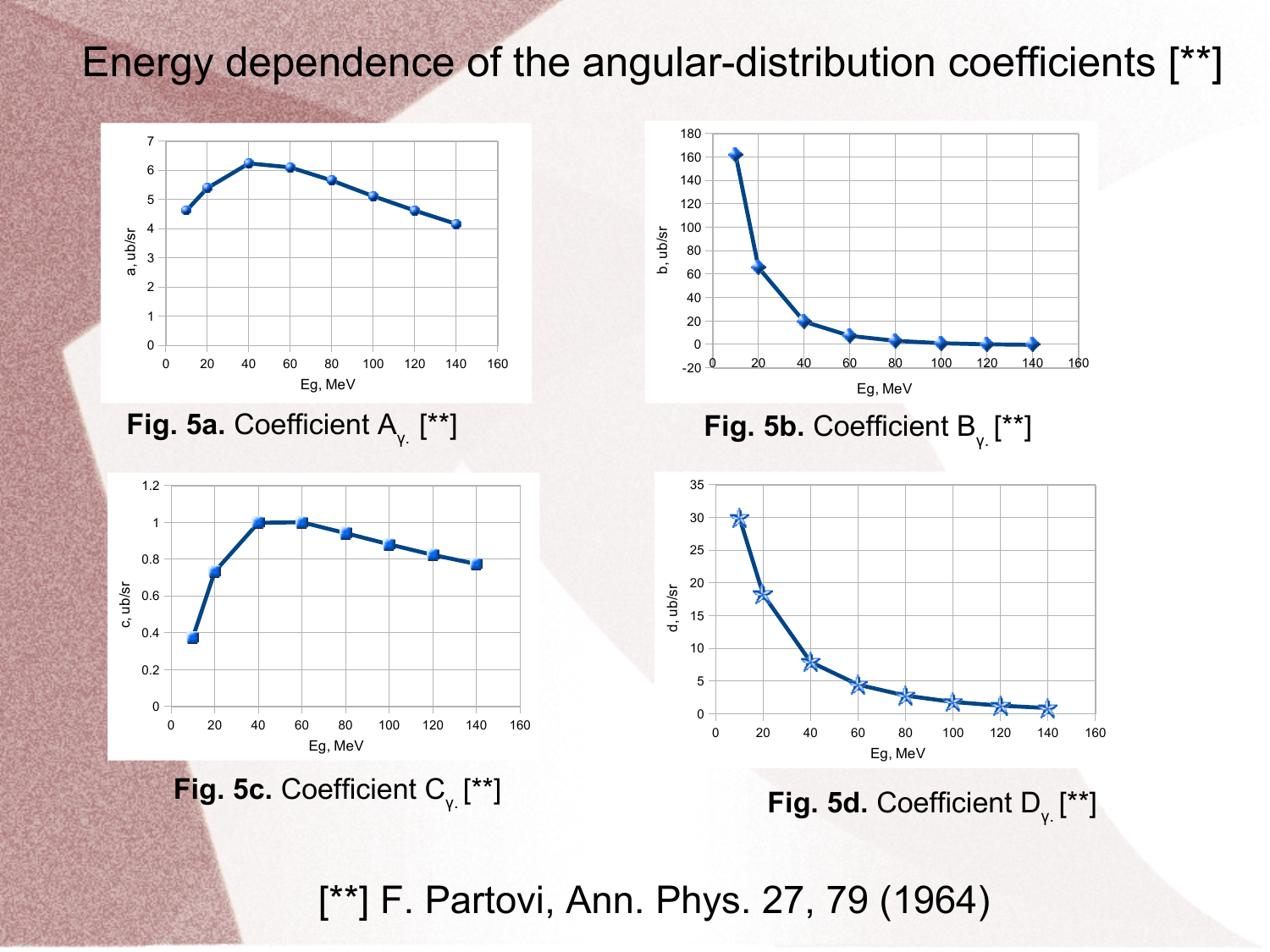# Energy dependence of the angular-distribution coefficients [**]

**Fig. 5a.** Coefficient $A_{\gamma.}$ [**]

**Fig. 5b.** Coefficient $B_{\gamma.}$ [**]

**Fig. 5c.** Coefficient $C_{\gamma.}$ [**]

**Fig. 5d.** Coefficient $D_{\gamma.}$ [**]

[**] F. Partovi, Ann. Phys. 27, 79 (1964)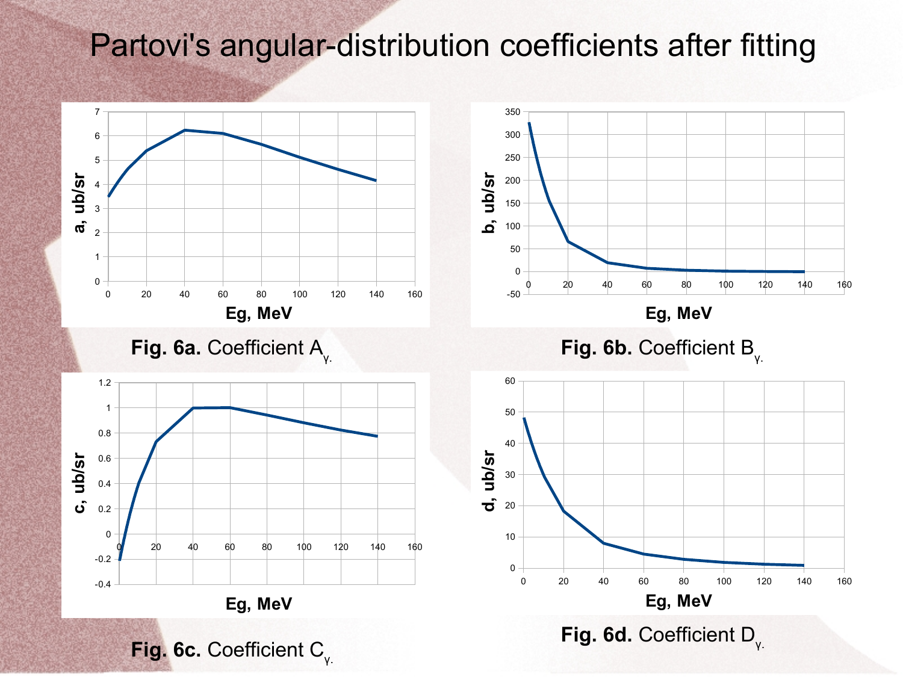# Partovi's angular-distribution coefficients after fitting

**Fig. 6a.** Coefficient $A_{\gamma}$.

**Fig. 6b.** Coefficient $B_{\gamma}$.

**Fig. 6c.** Coefficient $C_{\gamma}$.

**Fig. 6d.** Coefficient $D_{\gamma}$.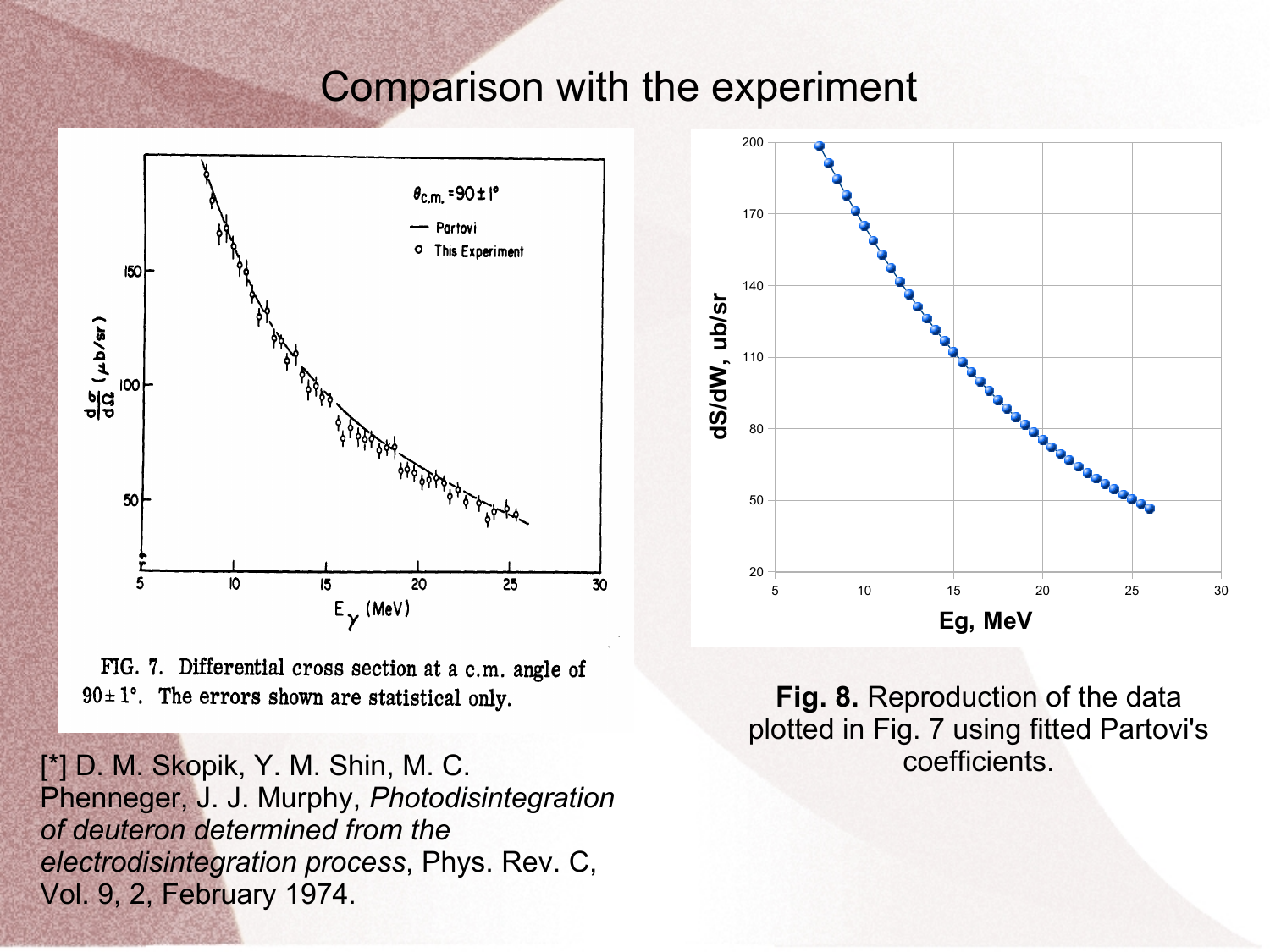# Comparison with the experiment

FIG. 7. Differential cross section at a c.m. angle of $90 \pm 1°$. The errors shown are statistical only.

[*] D. M. Skopik, Y. M. Shin, M. C. Phenneger, J. J. Murphy, *Photodisintegration of deuteron determined from the electrodisintegration process*, Phys. Rev. C, Vol. 9, 2, February 1974.

**Fig. 8.** Reproduction of the data plotted in Fig. 7 using fitted Partovi's coefficients.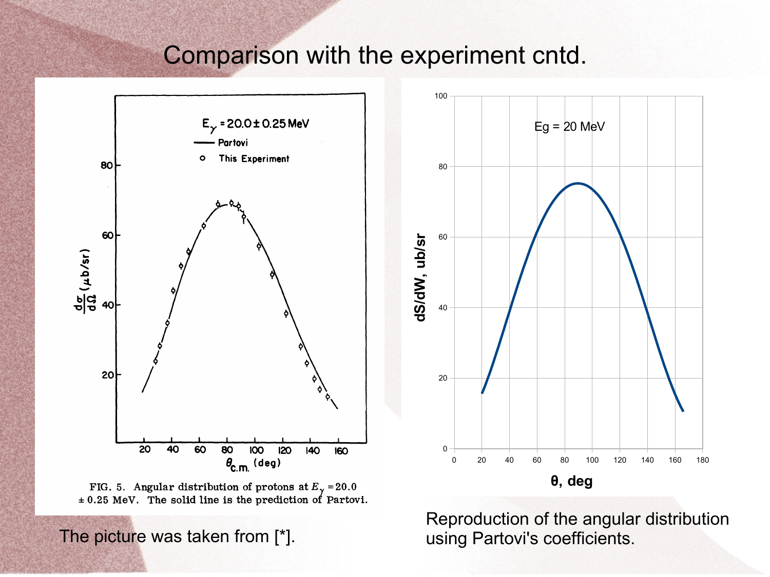# Comparison with the experiment cntd.

FIG. 5. Angular distribution of protons at $E_\gamma = 20.0 \pm 0.25$ MeV. The solid line is the prediction of Partovi.

The picture was taken from [*].

Reproduction of the angular distribution using Partovi's coefficients.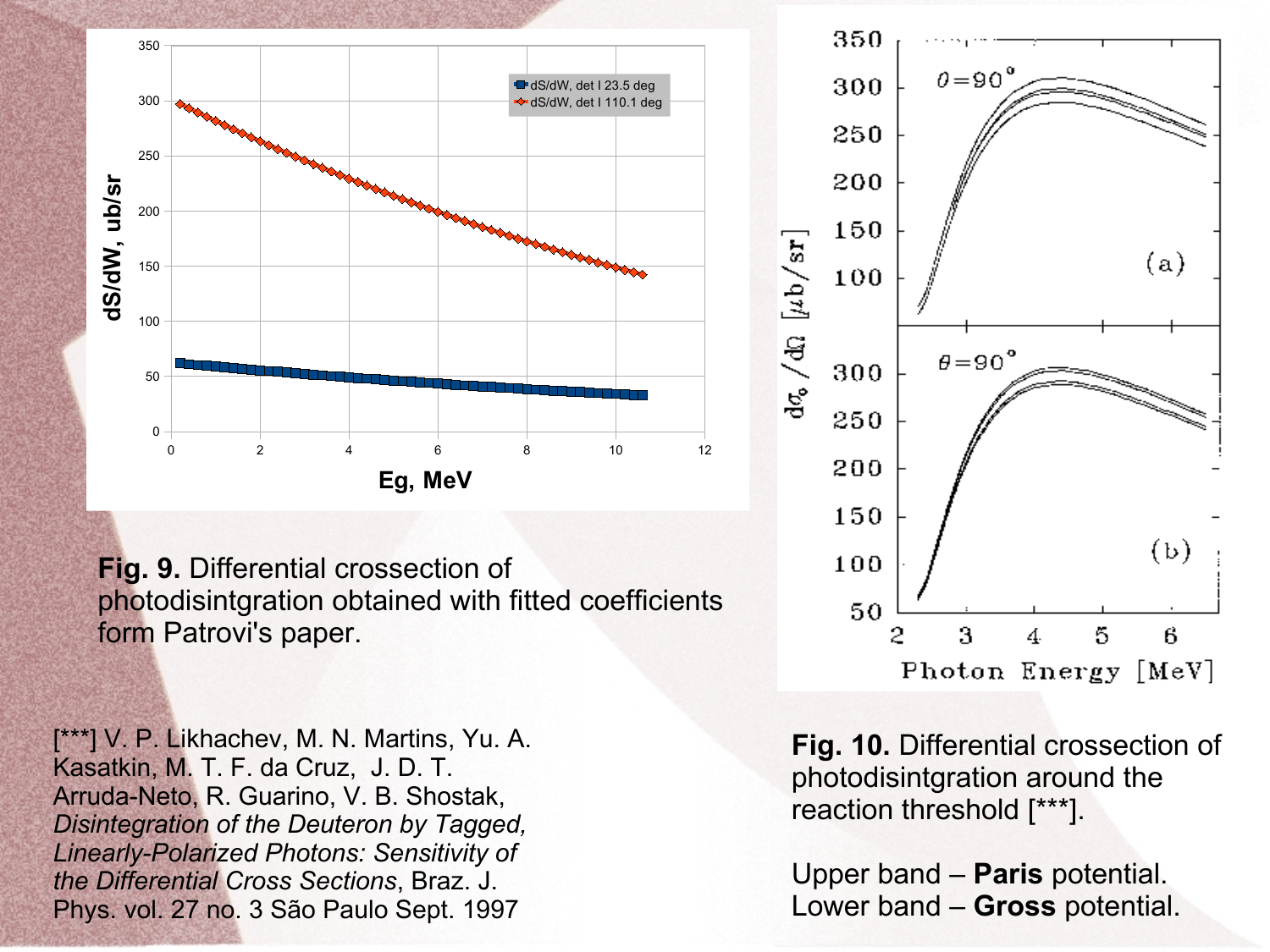**Fig. 9.** Differential crossection of photodisintgration obtained with fitted coefficients form Patrovi's paper.

**Fig. 10.** Differential crossection of photodisintgration around the reaction threshold [***].

Upper band – **Paris** potential.
Lower band – **Gross** potential.

[***] V. P. Likhachev, M. N. Martins, Yu. A. Kasatkin, M. T. F. da Cruz, J. D. T. Arruda-Neto, R. Guarino, V. B. Shostak, *Disintegration of the Deuteron by Tagged, Linearly-Polarized Photons: Sensitivity of the Differential Cross Sections*, Braz. J. Phys. vol. 27 no. 3 São Paulo Sept. 1997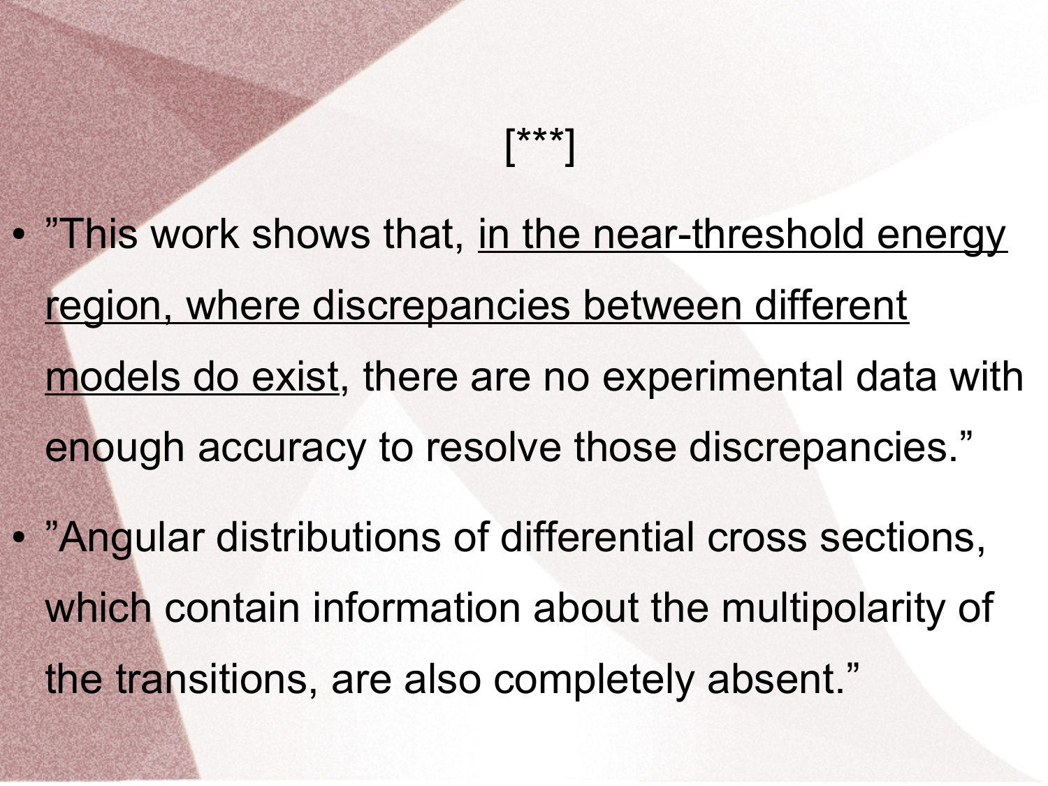# [***]

- ”This work shows that, <u>in the near-threshold energy region, where discrepancies between different models do exist</u>, there are no experimental data with enough accuracy to resolve those discrepancies.”
- ”Angular distributions of differential cross sections, which contain information about the multipolarity of the transitions, are also completely absent.”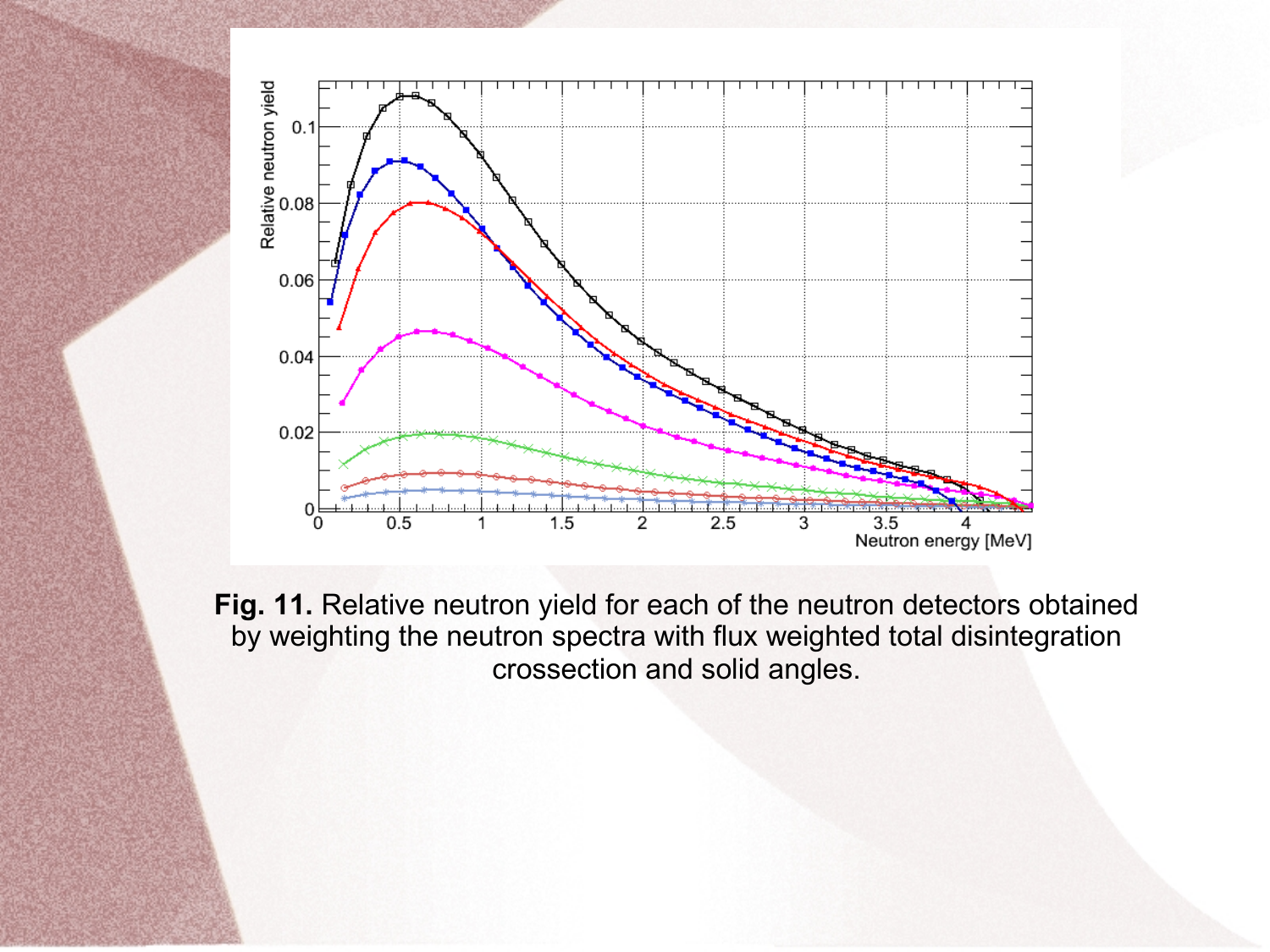**Fig. 11.** Relative neutron yield for each of the neutron detectors obtained by weighting the neutron spectra with flux weighted total disintegration crossection and solid angles.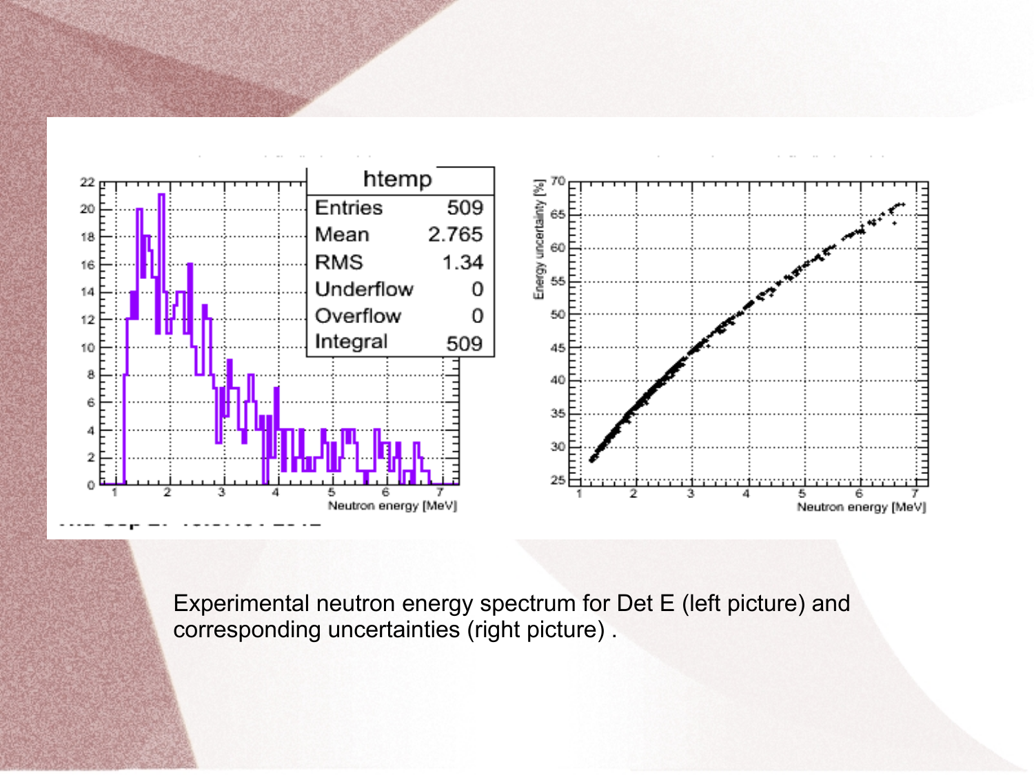Experimental neutron energy spectrum for Det E (left picture) and corresponding uncertainties (right picture) .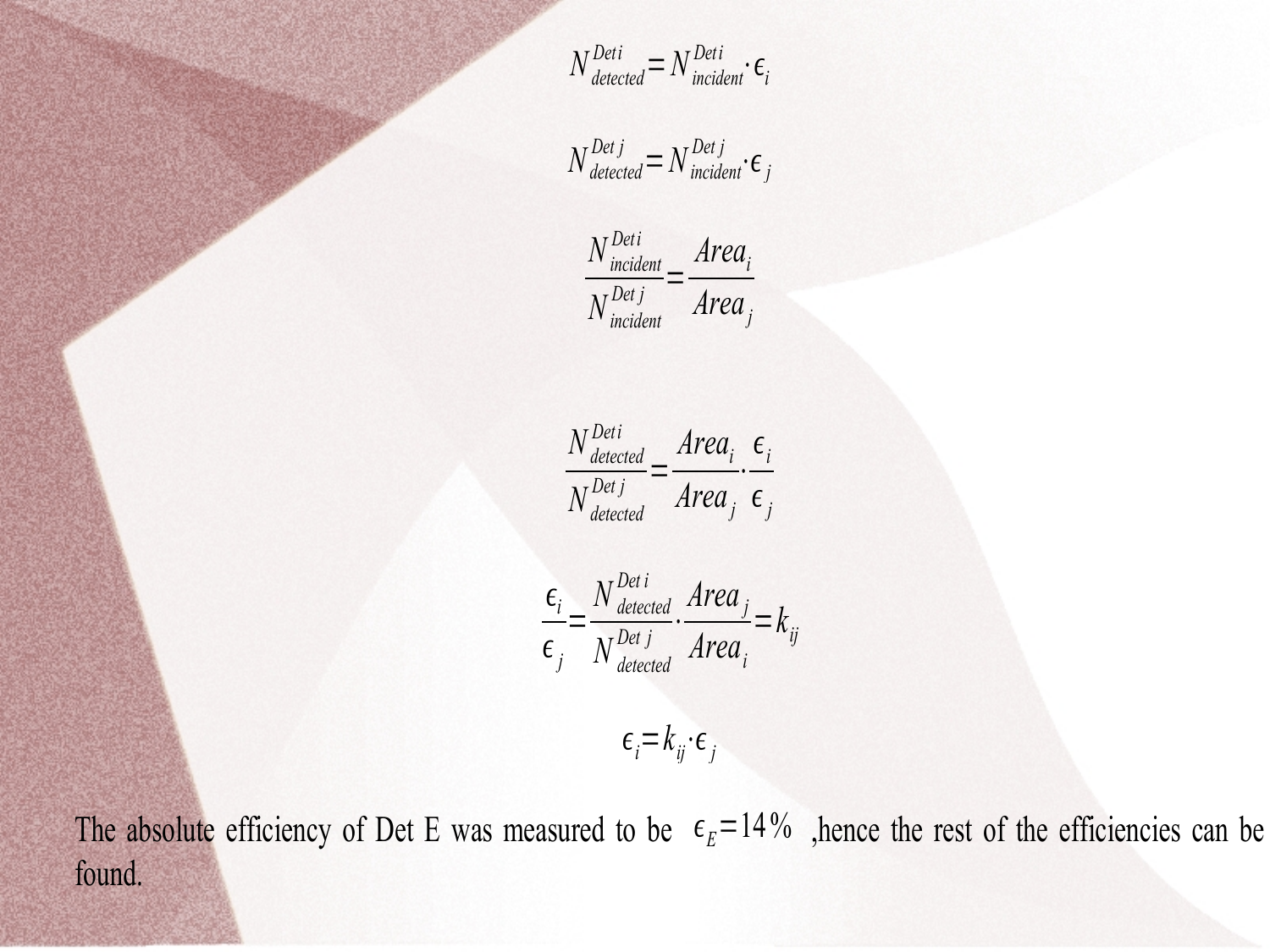$$N_{detected}^{Det\,i} = N_{incident}^{Det\,i} \cdot \epsilon_i$$

$$N_{detected}^{Det\,j} = N_{incident}^{Det\,j} \cdot \epsilon_j$$

$$\frac{N_{incident}^{Det\,i}}{N_{incident}^{Det\,j}} = \frac{Area_i}{Area_j}$$

$$\frac{N_{detected}^{Det\,i}}{N_{detected}^{Det\,j}} = \frac{Area_i}{Area_j} \cdot \frac{\epsilon_i}{\epsilon_j}$$

$$\frac{\epsilon_i}{\epsilon_j} = \frac{N_{detected}^{Det\,i}}{N_{detected}^{Det\,j}} \cdot \frac{Area_j}{Area_i} = k_{ij}$$

$$\epsilon_i = k_{ij} \cdot \epsilon_j$$

The absolute efficiency of Det E was measured to be $\epsilon_E = 14\%$ ,hence the rest of the efficiencies can be found.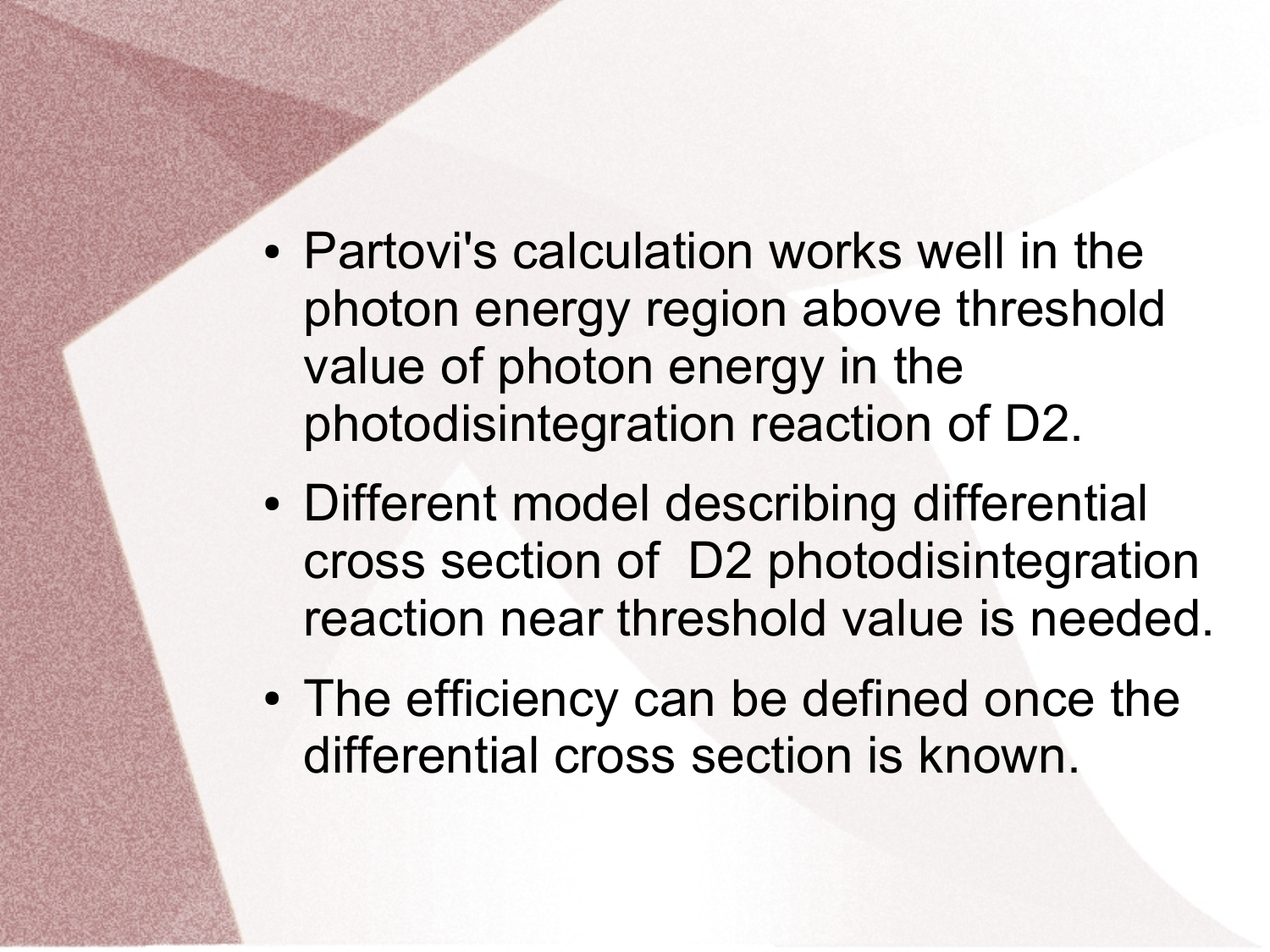- Partovi's calculation works well in the photon energy region above threshold value of photon energy in the photodisintegration reaction of D2.
- Different model describing differential cross section of D2 photodisintegration reaction near threshold value is needed.
- The efficiency can be defined once the differential cross section is known.